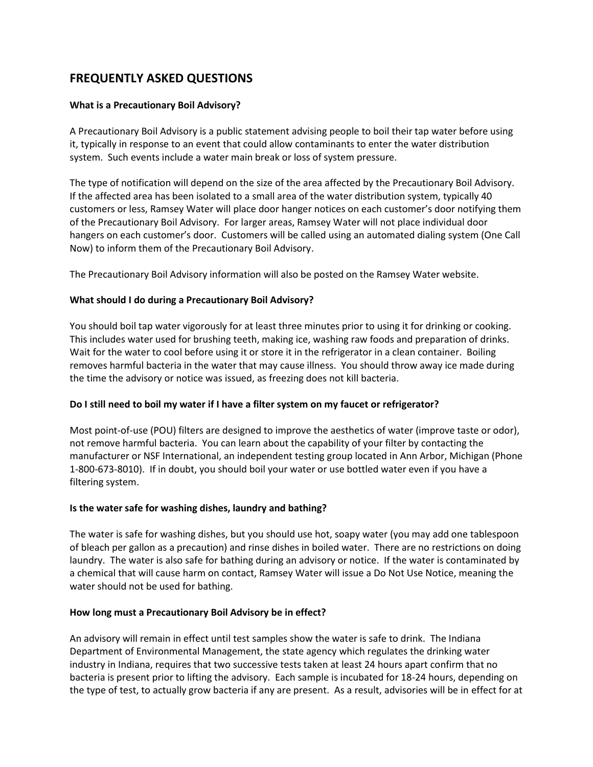# FREQUENTLY ASKED QUESTIONS

**What is a Precautionary Boil Advisory?**

A Precautionary Boil Advisory is a public statement advising people to boil their tap water before using it, typically in response to an event that could allow contaminants to enter the water distribution system. Such events include a water main break or loss of system pressure.

The type of notification will depend on the size of the area affected by the Precautionary Boil Advisory. If the affected area has been isolated to a small area of the water distribution system, typically 40 customers or less, Ramsey Water will place door hanger notices on each customer's door notifying them of the Precautionary Boil Advisory. For larger areas, Ramsey Water will not place individual door hangers on each customer's door. Customers will be called using an automated dialing system (One Call Now) to inform them of the Precautionary Boil Advisory.

The Precautionary Boil Advisory information will also be posted on the Ramsey Water website.

**What should I do during a Precautionary Boil Advisory?**

You should boil tap water vigorously for at least three minutes prior to using it for drinking or cooking. This includes water used for brushing teeth, making ice, washing raw foods and preparation of drinks. Wait for the water to cool before using it or store it in the refrigerator in a clean container. Boiling removes harmful bacteria in the water that may cause illness. You should throw away ice made during the time the advisory or notice was issued, as freezing does not kill bacteria.

**Do I still need to boil my water if I have a filter system on my faucet or refrigerator?**

Most point-of-use (POU) filters are designed to improve the aesthetics of water (improve taste or odor), not remove harmful bacteria. You can learn about the capability of your filter by contacting the manufacturer or NSF International, an independent testing group located in Ann Arbor, Michigan (Phone 1-800-673-8010). If in doubt, you should boil your water or use bottled water even if you have a filtering system.

**Is the water safe for washing dishes, laundry and bathing?**

The water is safe for washing dishes, but you should use hot, soapy water (you may add one tablespoon of bleach per gallon as a precaution) and rinse dishes in boiled water. There are no restrictions on doing laundry. The water is also safe for bathing during an advisory or notice. If the water is contaminated by a chemical that will cause harm on contact, Ramsey Water will issue a Do Not Use Notice, meaning the water should not be used for bathing.

**How long must a Precautionary Boil Advisory be in effect?**

An advisory will remain in effect until test samples show the water is safe to drink. The Indiana Department of Environmental Management, the state agency which regulates the drinking water industry in Indiana, requires that two successive tests taken at least 24 hours apart confirm that no bacteria is present prior to lifting the advisory. Each sample is incubated for 18-24 hours, depending on the type of test, to actually grow bacteria if any are present. As a result, advisories will be in effect for at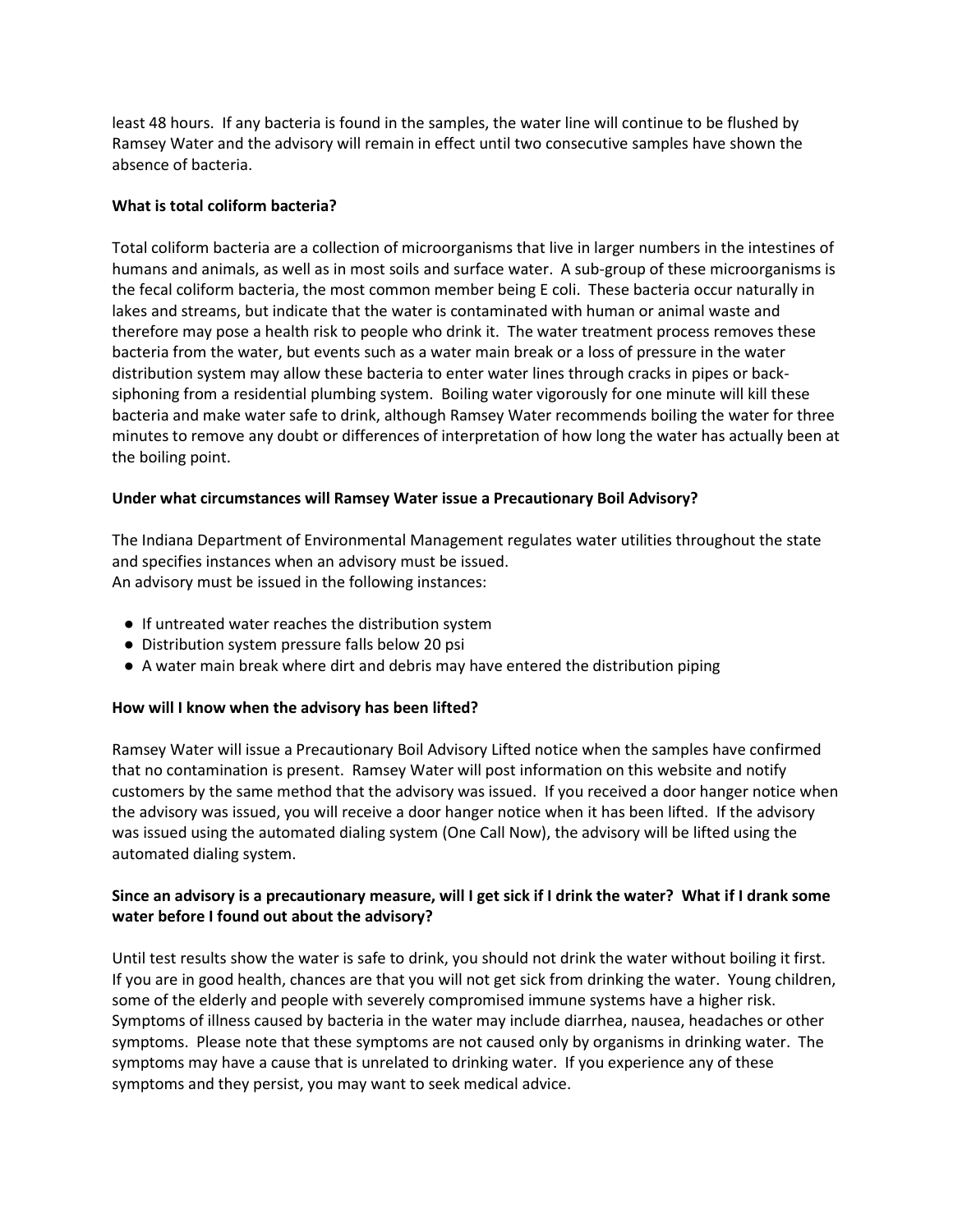least 48 hours. If any bacteria is found in the samples, the water line will continue to be flushed by Ramsey Water and the advisory will remain in effect until two consecutive samples have shown the absence of bacteria.

**What is total coliform bacteria?**

Total coliform bacteria are a collection of microorganisms that live in larger numbers in the intestines of humans and animals, as well as in most soils and surface water. A sub-group of these microorganisms is the fecal coliform bacteria, the most common member being E coli. These bacteria occur naturally in lakes and streams, but indicate that the water is contaminated with human or animal waste and therefore may pose a health risk to people who drink it. The water treatment process removes these bacteria from the water, but events such as a water main break or a loss of pressure in the water distribution system may allow these bacteria to enter water lines through cracks in pipes or back-siphoning from a residential plumbing system. Boiling water vigorously for one minute will kill these bacteria and make water safe to drink, although Ramsey Water recommends boiling the water for three minutes to remove any doubt or differences of interpretation of how long the water has actually been at the boiling point.

**Under what circumstances will Ramsey Water issue a Precautionary Boil Advisory?**

The Indiana Department of Environmental Management regulates water utilities throughout the state and specifies instances when an advisory must be issued.
An advisory must be issued in the following instances:

- If untreated water reaches the distribution system
- Distribution system pressure falls below 20 psi
- A water main break where dirt and debris may have entered the distribution piping

**How will I know when the advisory has been lifted?**

Ramsey Water will issue a Precautionary Boil Advisory Lifted notice when the samples have confirmed that no contamination is present. Ramsey Water will post information on this website and notify customers by the same method that the advisory was issued. If you received a door hanger notice when the advisory was issued, you will receive a door hanger notice when it has been lifted. If the advisory was issued using the automated dialing system (One Call Now), the advisory will be lifted using the automated dialing system.

**Since an advisory is a precautionary measure, will I get sick if I drink the water? What if I drank some water before I found out about the advisory?**

Until test results show the water is safe to drink, you should not drink the water without boiling it first. If you are in good health, chances are that you will not get sick from drinking the water. Young children, some of the elderly and people with severely compromised immune systems have a higher risk. Symptoms of illness caused by bacteria in the water may include diarrhea, nausea, headaches or other symptoms. Please note that these symptoms are not caused only by organisms in drinking water. The symptoms may have a cause that is unrelated to drinking water. If you experience any of these symptoms and they persist, you may want to seek medical advice.